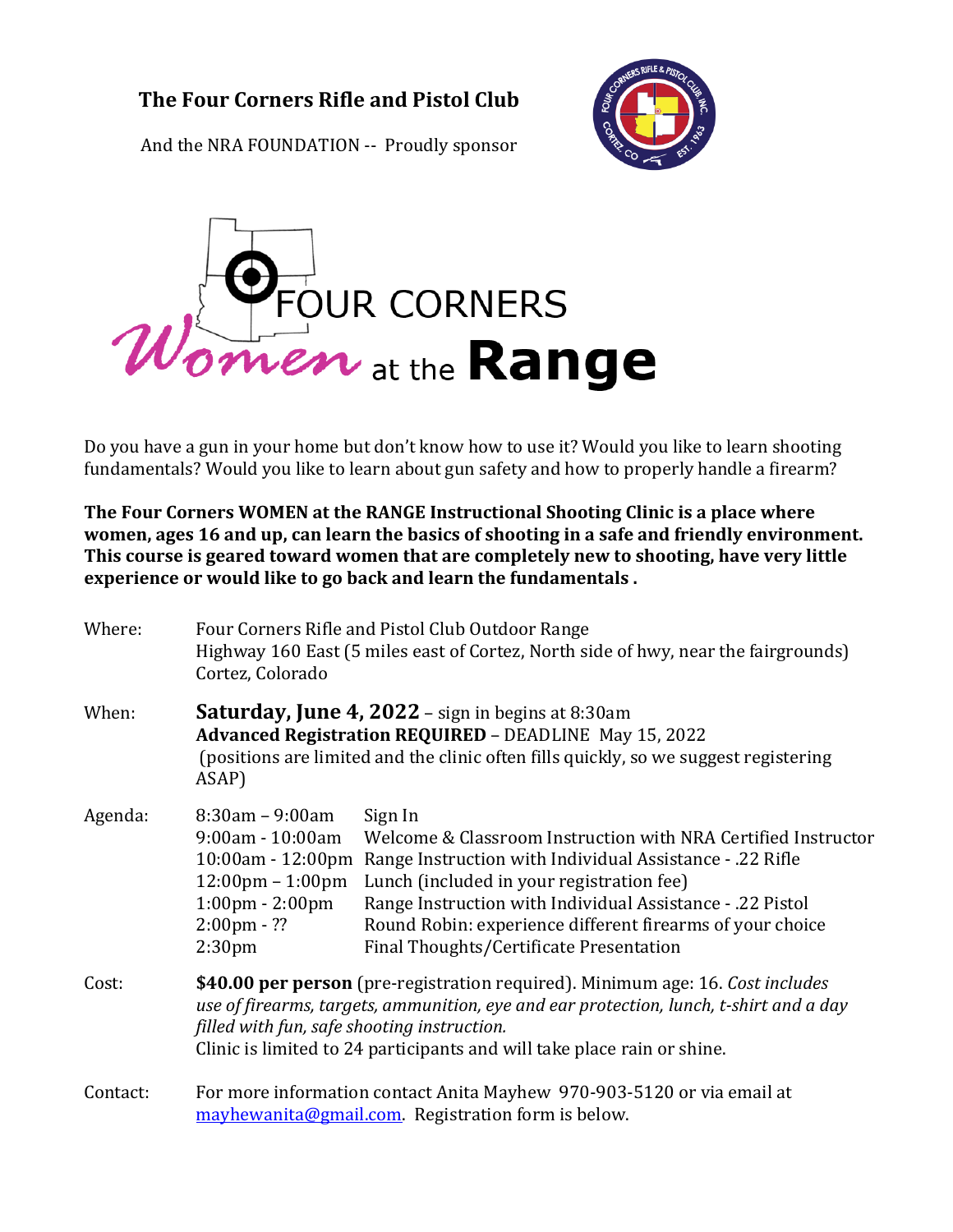**The Four Corners Rifle and Pistol Club**

And the NRA FOUNDATION -- Proudly sponsor

# FOUR CORNERS *Women* at the **Range**

Do you have a gun in your home but don't know how to use it? Would you like to learn shooting fundamentals? Would you like to learn about gun safety and how to properly handle a firearm?

**The Four Corners WOMEN at the RANGE Instructional Shooting Clinic is a place where women, ages 16 and up, can learn the basics of shooting in a safe and friendly environment. This course is geared toward women that are completely new to shooting, have very little experience or would like to go back and learn the fundamentals .**

| | |
|---|---|
| Where: | Four Corners Rifle and Pistol Club Outdoor Range<br>Highway 160 East (5 miles east of Cortez, North side of hwy, near the fairgrounds)<br>Cortez, Colorado |
| When: | **Saturday, June 4, 2022** – sign in begins at 8:30am<br>**Advanced Registration REQUIRED** – DEADLINE May 15, 2022<br>(positions are limited and the clinic often fills quickly, so we suggest registering ASAP) |

Agenda:

| | |
|---|---|
| 8:30am – 9:00am | Sign In |
| 9:00am - 10:00am | Welcome & Classroom Instruction with NRA Certified Instructor |
| 10:00am - 12:00pm | Range Instruction with Individual Assistance - .22 Rifle |
| 12:00pm – 1:00pm | Lunch (included in your registration fee) |
| 1:00pm - 2:00pm | Range Instruction with Individual Assistance - .22 Pistol |
| 2:00pm - ?? | Round Robin: experience different firearms of your choice |
| 2:30pm | Final Thoughts/Certificate Presentation |

Cost: **$40.00 per person** (pre-registration required). Minimum age: 16. *Cost includes use of firearms, targets, ammunition, eye and ear protection, lunch, t-shirt and a day filled with fun, safe shooting instruction.*
Clinic is limited to 24 participants and will take place rain or shine.

Contact: For more information contact Anita Mayhew 970-903-5120 or via email at mayhewanita@gmail.com. Registration form is below.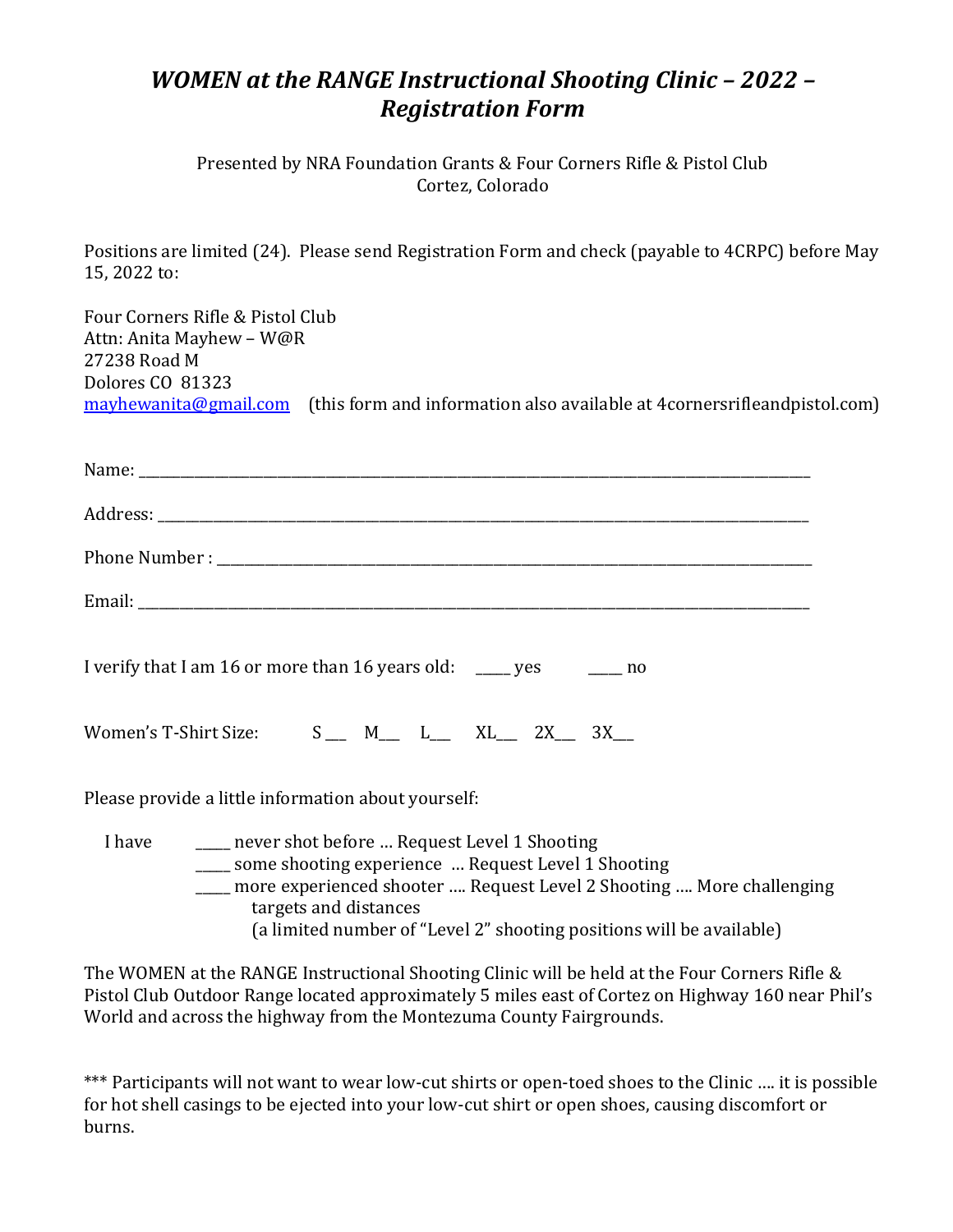# *WOMEN at the RANGE Instructional Shooting Clinic – 2022 – Registration Form*

Presented by NRA Foundation Grants & Four Corners Rifle & Pistol Club
Cortez, Colorado

Positions are limited (24). Please send Registration Form and check (payable to 4CRPC) before May 15, 2022 to:

Four Corners Rifle & Pistol Club
Attn: Anita Mayhew – W@R
27238 Road M
Dolores CO 81323
mayhewanita@gmail.com (this form and information also available at 4cornersrifleandpistol.com)

Name: ______________________________________________________________________________

Address: ____________________________________________________________________________

Phone Number : ______________________________________________________________________

Email: ______________________________________________________________________________

I verify that I am 16 or more than 16 years old: _____ yes _____ no

Women's T-Shirt Size: S ___ M___ L___ XL___ 2X___ 3X___

Please provide a little information about yourself:

I have
- _____ never shot before … Request Level 1 Shooting
- _____ some shooting experience … Request Level 1 Shooting
- _____ more experienced shooter …. Request Level 2 Shooting …. More challenging targets and distances
  (a limited number of "Level 2" shooting positions will be available)

The WOMEN at the RANGE Instructional Shooting Clinic will be held at the Four Corners Rifle & Pistol Club Outdoor Range located approximately 5 miles east of Cortez on Highway 160 near Phil's World and across the highway from the Montezuma County Fairgrounds.

*** Participants will not want to wear low-cut shirts or open-toed shoes to the Clinic …. it is possible for hot shell casings to be ejected into your low-cut shirt or open shoes, causing discomfort or burns.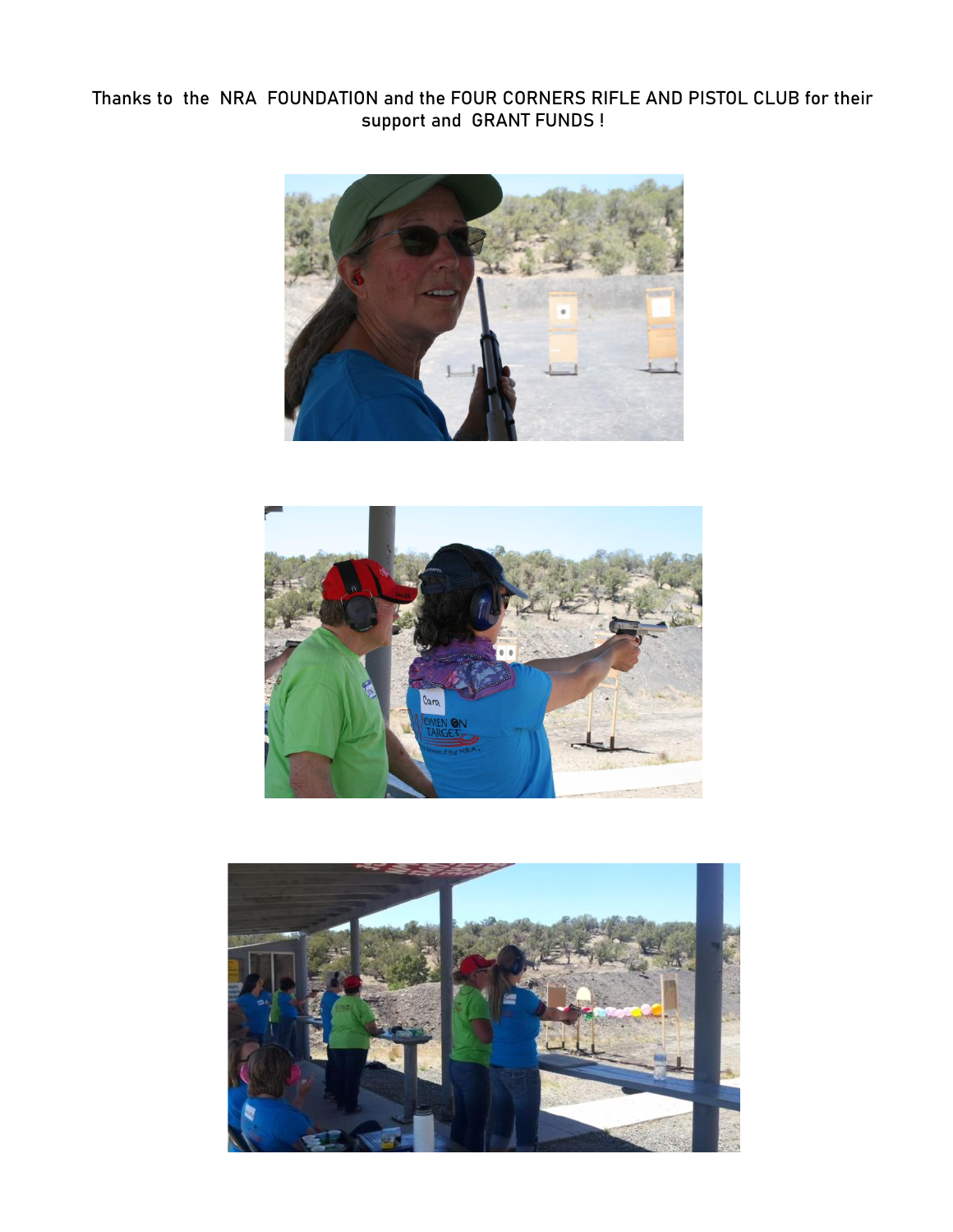Thanks to the NRA FOUNDATION and the FOUR CORNERS RIFLE AND PISTOL CLUB for their support and GRANT FUNDS !